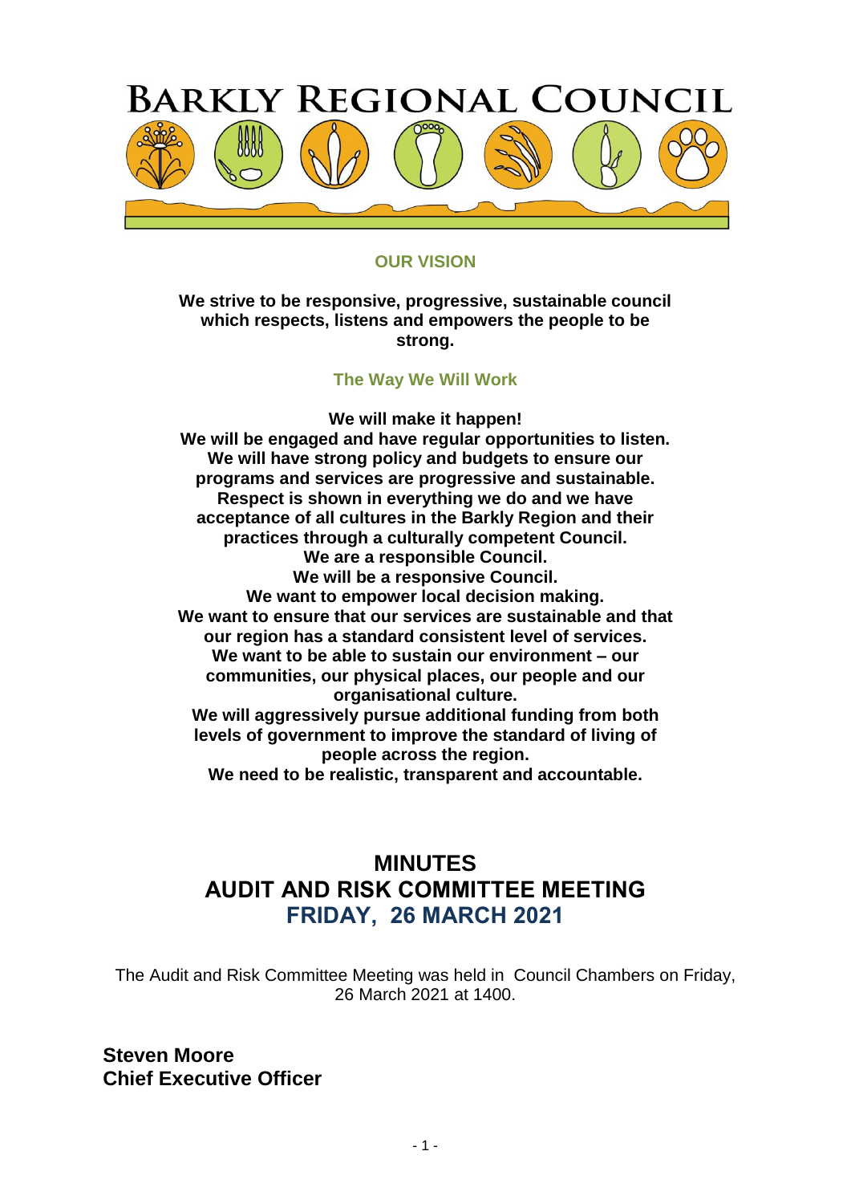# BARKLY REGIONAL COUNCIL

## OUR VISION

**We strive to be responsive, progressive, sustainable council which respects, listens and empowers the people to be strong.**

### The Way We Will Work

**We will make it happen!**
**We will be engaged and have regular opportunities to listen.**
**We will have strong policy and budgets to ensure our programs and services are progressive and sustainable.**
**Respect is shown in everything we do and we have acceptance of all cultures in the Barkly Region and their practices through a culturally competent Council.**
**We are a responsible Council.**
**We will be a responsive Council.**
**We want to empower local decision making.**
**We want to ensure that our services are sustainable and that our region has a standard consistent level of services.**
**We want to be able to sustain our environment – our communities, our physical places, our people and our organisational culture.**
**We will aggressively pursue additional funding from both levels of government to improve the standard of living of people across the region.**
**We need to be realistic, transparent and accountable.**

# MINUTES
# AUDIT AND RISK COMMITTEE MEETING
# FRIDAY, 26 MARCH 2021

The Audit and Risk Committee Meeting was held in Council Chambers on Friday, 26 March 2021 at 1400.

**Steven Moore**
**Chief Executive Officer**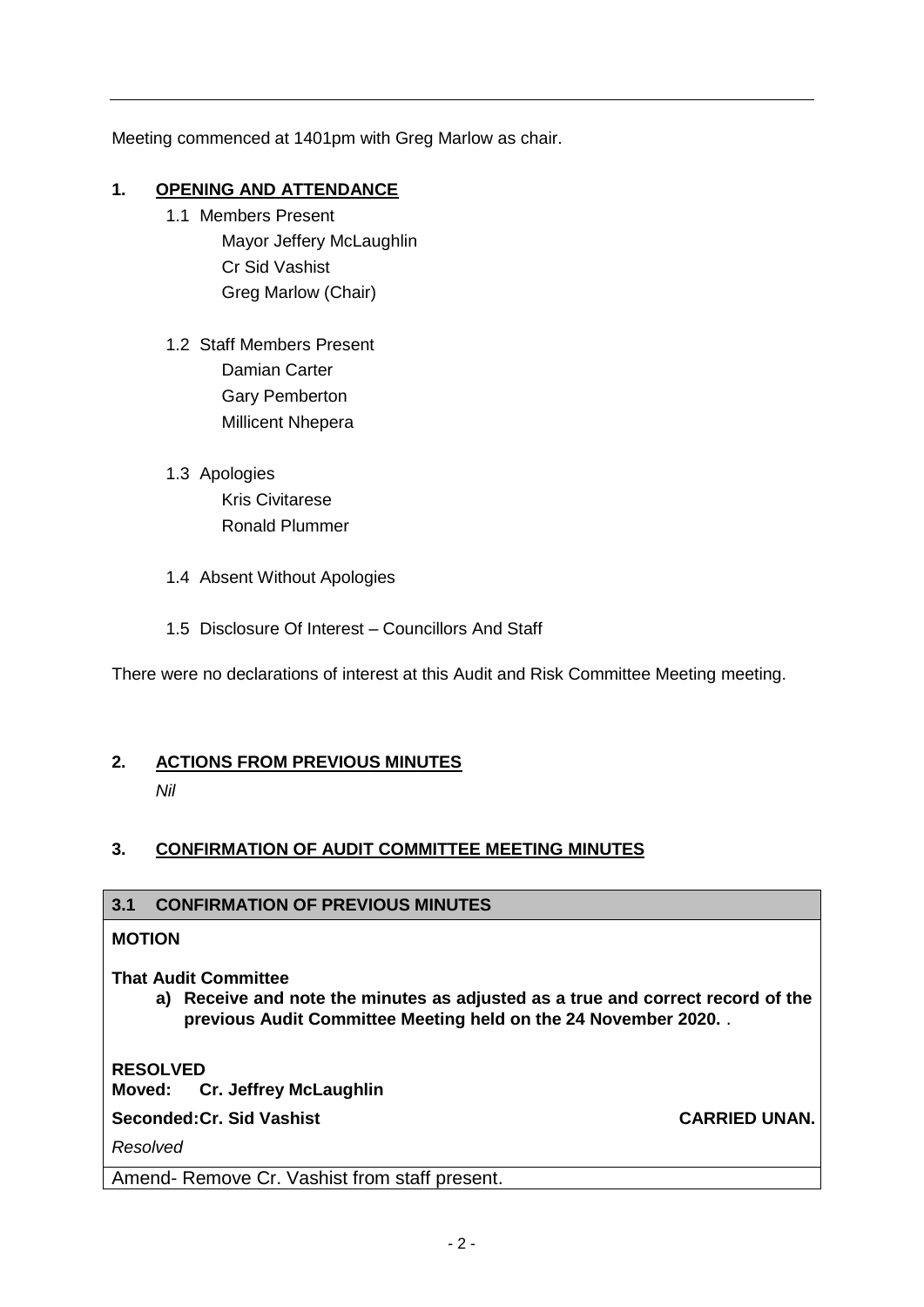Meeting commenced at 1401pm with Greg Marlow as chair.

## 1. OPENING AND ATTENDANCE

1.1 Members Present

Mayor Jeffery McLaughlin
Cr Sid Vashist
Greg Marlow (Chair)

1.2 Staff Members Present

Damian Carter
Gary Pemberton
Millicent Nhepera

1.3 Apologies

Kris Civitarese
Ronald Plummer

1.4 Absent Without Apologies

1.5 Disclosure Of Interest – Councillors And Staff

There were no declarations of interest at this Audit and Risk Committee Meeting meeting.

## 2. ACTIONS FROM PREVIOUS MINUTES

*Nil*

## 3. CONFIRMATION OF AUDIT COMMITTEE MEETING MINUTES

### 3.1 CONFIRMATION OF PREVIOUS MINUTES

**MOTION**

**That Audit Committee**

**a) Receive and note the minutes as adjusted as a true and correct record of the previous Audit Committee Meeting held on the 24 November 2020.** .

**RESOLVED**
**Moved: Cr. Jeffrey McLaughlin**
**Seconded: Cr. Sid Vashist** **CARRIED UNAN.**

*Resolved*

Amend- Remove Cr. Vashist from staff present.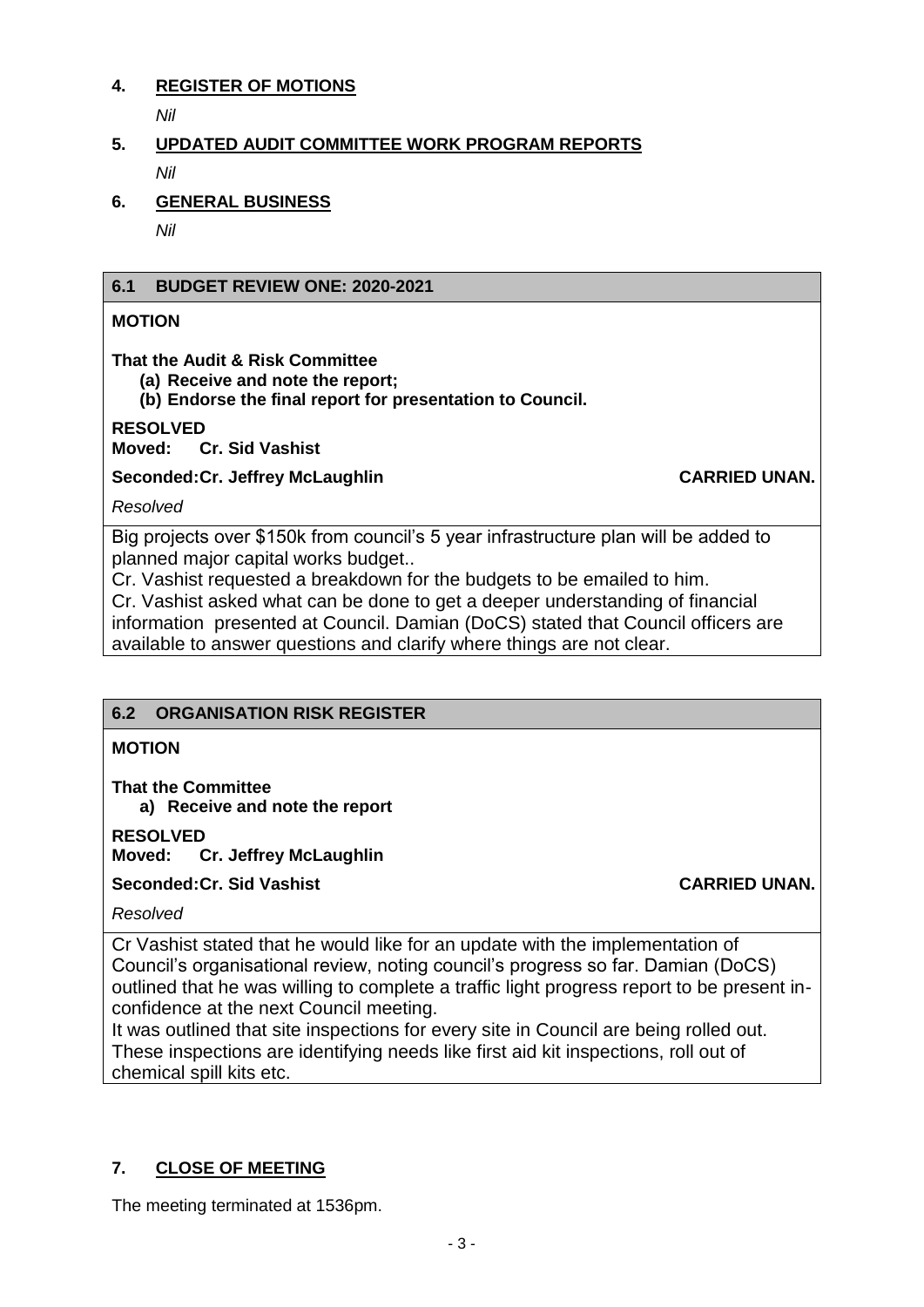## 4. REGISTER OF MOTIONS

*Nil*

## 5. UPDATED AUDIT COMMITTEE WORK PROGRAM REPORTS

*Nil*

## 6. GENERAL BUSINESS

*Nil*

### 6.1 BUDGET REVIEW ONE: 2020-2021

**MOTION**

**That the Audit & Risk Committee**

**(a) Receive and note the report;**

**(b) Endorse the final report for presentation to Council.**

**RESOLVED**

**Moved: Cr. Sid Vashist**

**Seconded: Cr. Jeffrey McLaughlin** **CARRIED UNAN.**

*Resolved*

Big projects over $150k from council's 5 year infrastructure plan will be added to planned major capital works budget..

Cr. Vashist requested a breakdown for the budgets to be emailed to him.

Cr. Vashist asked what can be done to get a deeper understanding of financial information presented at Council. Damian (DoCS) stated that Council officers are available to answer questions and clarify where things are not clear.

### 6.2 ORGANISATION RISK REGISTER

**MOTION**

**That the Committee**

**a) Receive and note the report**

**RESOLVED**

**Moved: Cr. Jeffrey McLaughlin**

**Seconded: Cr. Sid Vashist** **CARRIED UNAN.**

*Resolved*

Cr Vashist stated that he would like for an update with the implementation of Council's organisational review, noting council's progress so far. Damian (DoCS) outlined that he was willing to complete a traffic light progress report to be present in-confidence at the next Council meeting.

It was outlined that site inspections for every site in Council are being rolled out. These inspections are identifying needs like first aid kit inspections, roll out of chemical spill kits etc.

## 7. CLOSE OF MEETING

The meeting terminated at 1536pm.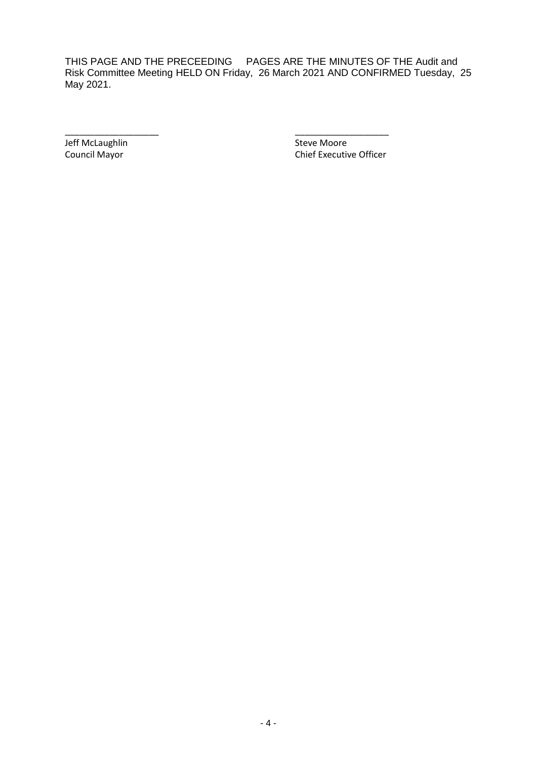THIS PAGE AND THE PRECEEDING PAGES ARE THE MINUTES OF THE Audit and Risk Committee Meeting HELD ON Friday, 26 March 2021 AND CONFIRMED Tuesday, 25 May 2021.

| | |
|---|---|
| ___________________ | ___________________ |
| Jeff McLaughlin | Steve Moore |
| Council Mayor | Chief Executive Officer |